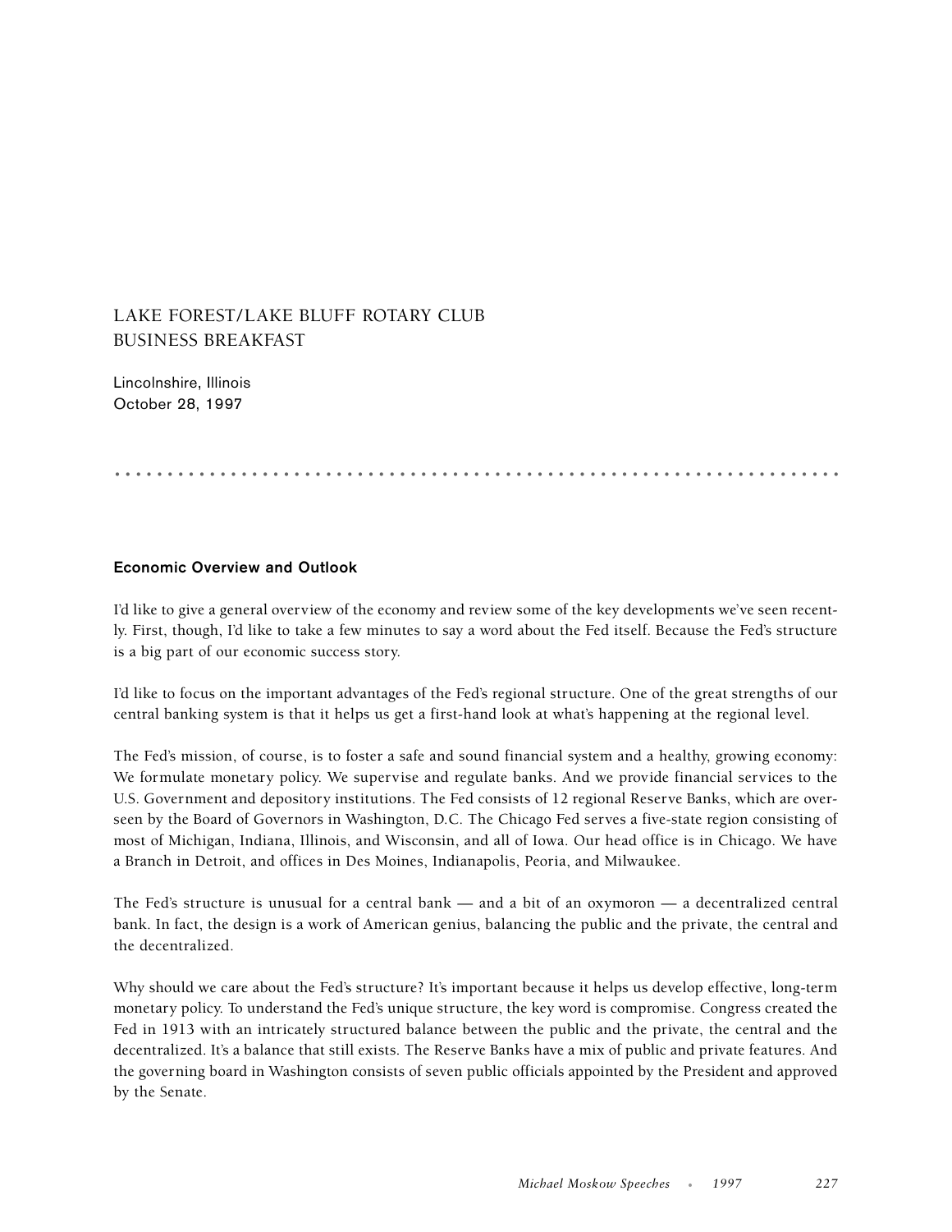# LAKE FOREST/LAKE BLUFF ROTARY CLUB
# BUSINESS BREAKFAST

Lincolnshire, Illinois
October 28, 1997

## Economic Overview and Outlook

I'd like to give a general overview of the economy and review some of the key developments we've seen recently. First, though, I'd like to take a few minutes to say a word about the Fed itself. Because the Fed's structure is a big part of our economic success story.

I'd like to focus on the important advantages of the Fed's regional structure. One of the great strengths of our central banking system is that it helps us get a first-hand look at what's happening at the regional level.

The Fed's mission, of course, is to foster a safe and sound financial system and a healthy, growing economy: We formulate monetary policy. We supervise and regulate banks. And we provide financial services to the U.S. Government and depository institutions. The Fed consists of 12 regional Reserve Banks, which are overseen by the Board of Governors in Washington, D.C. The Chicago Fed serves a five-state region consisting of most of Michigan, Indiana, Illinois, and Wisconsin, and all of Iowa. Our head office is in Chicago. We have a Branch in Detroit, and offices in Des Moines, Indianapolis, Peoria, and Milwaukee.

The Fed's structure is unusual for a central bank — and a bit of an oxymoron — a decentralized central bank. In fact, the design is a work of American genius, balancing the public and the private, the central and the decentralized.

Why should we care about the Fed's structure? It's important because it helps us develop effective, long-term monetary policy. To understand the Fed's unique structure, the key word is compromise. Congress created the Fed in 1913 with an intricately structured balance between the public and the private, the central and the decentralized. It's a balance that still exists. The Reserve Banks have a mix of public and private features. And the governing board in Washington consists of seven public officials appointed by the President and approved by the Senate.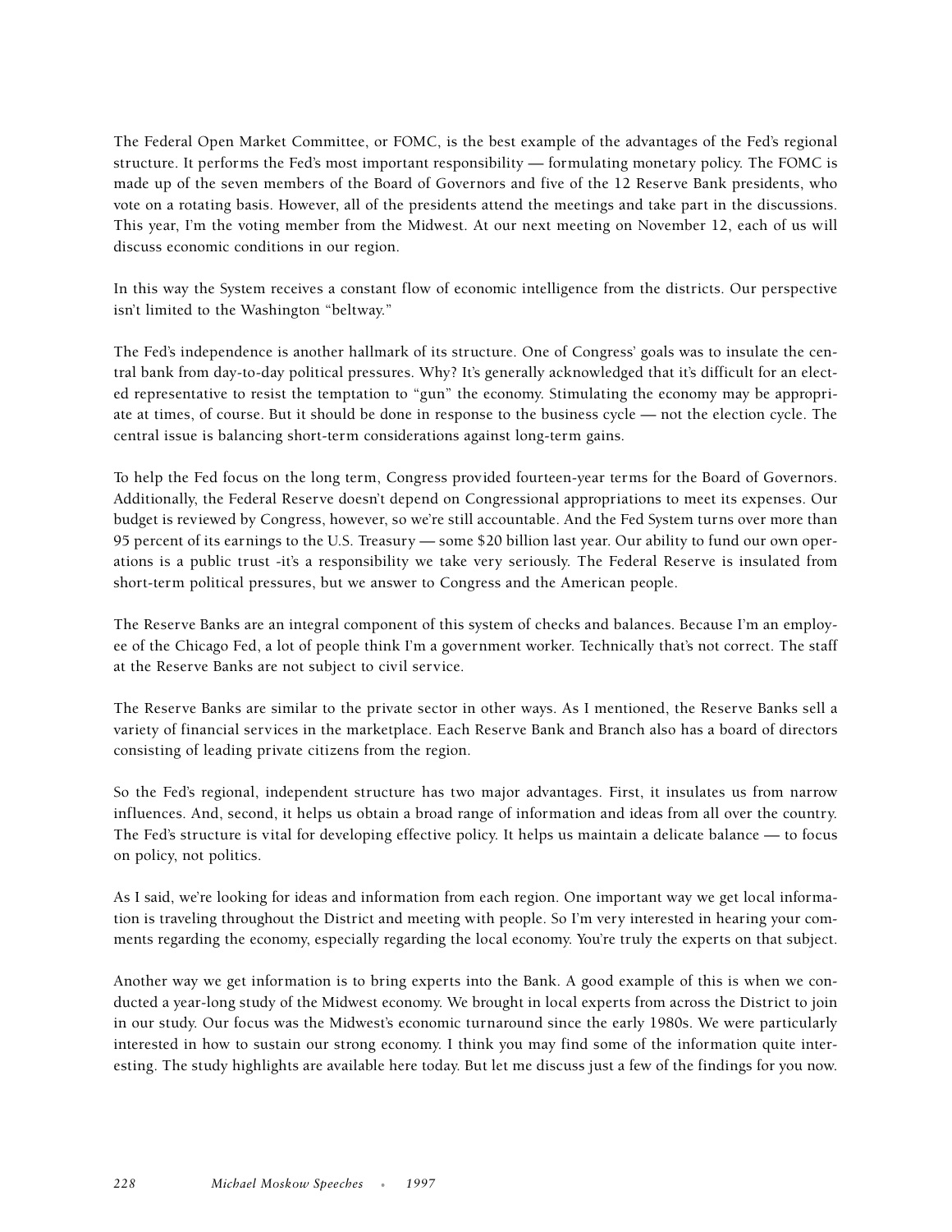The Federal Open Market Committee, or FOMC, is the best example of the advantages of the Fed's regional structure. It performs the Fed's most important responsibility — formulating monetary policy. The FOMC is made up of the seven members of the Board of Governors and five of the 12 Reserve Bank presidents, who vote on a rotating basis. However, all of the presidents attend the meetings and take part in the discussions. This year, I'm the voting member from the Midwest. At our next meeting on November 12, each of us will discuss economic conditions in our region.

In this way the System receives a constant flow of economic intelligence from the districts. Our perspective isn't limited to the Washington "beltway."

The Fed's independence is another hallmark of its structure. One of Congress' goals was to insulate the central bank from day-to-day political pressures. Why? It's generally acknowledged that it's difficult for an elected representative to resist the temptation to "gun" the economy. Stimulating the economy may be appropriate at times, of course. But it should be done in response to the business cycle — not the election cycle. The central issue is balancing short-term considerations against long-term gains.

To help the Fed focus on the long term, Congress provided fourteen-year terms for the Board of Governors. Additionally, the Federal Reserve doesn't depend on Congressional appropriations to meet its expenses. Our budget is reviewed by Congress, however, so we're still accountable. And the Fed System turns over more than 95 percent of its earnings to the U.S. Treasury — some $20 billion last year. Our ability to fund our own operations is a public trust -it's a responsibility we take very seriously. The Federal Reserve is insulated from short-term political pressures, but we answer to Congress and the American people.

The Reserve Banks are an integral component of this system of checks and balances. Because I'm an employee of the Chicago Fed, a lot of people think I'm a government worker. Technically that's not correct. The staff at the Reserve Banks are not subject to civil service.

The Reserve Banks are similar to the private sector in other ways. As I mentioned, the Reserve Banks sell a variety of financial services in the marketplace. Each Reserve Bank and Branch also has a board of directors consisting of leading private citizens from the region.

So the Fed's regional, independent structure has two major advantages. First, it insulates us from narrow influences. And, second, it helps us obtain a broad range of information and ideas from all over the country. The Fed's structure is vital for developing effective policy. It helps us maintain a delicate balance — to focus on policy, not politics.

As I said, we're looking for ideas and information from each region. One important way we get local information is traveling throughout the District and meeting with people. So I'm very interested in hearing your comments regarding the economy, especially regarding the local economy. You're truly the experts on that subject.

Another way we get information is to bring experts into the Bank. A good example of this is when we conducted a year-long study of the Midwest economy. We brought in local experts from across the District to join in our study. Our focus was the Midwest's economic turnaround since the early 1980s. We were particularly interested in how to sustain our strong economy. I think you may find some of the information quite interesting. The study highlights are available here today. But let me discuss just a few of the findings for you now.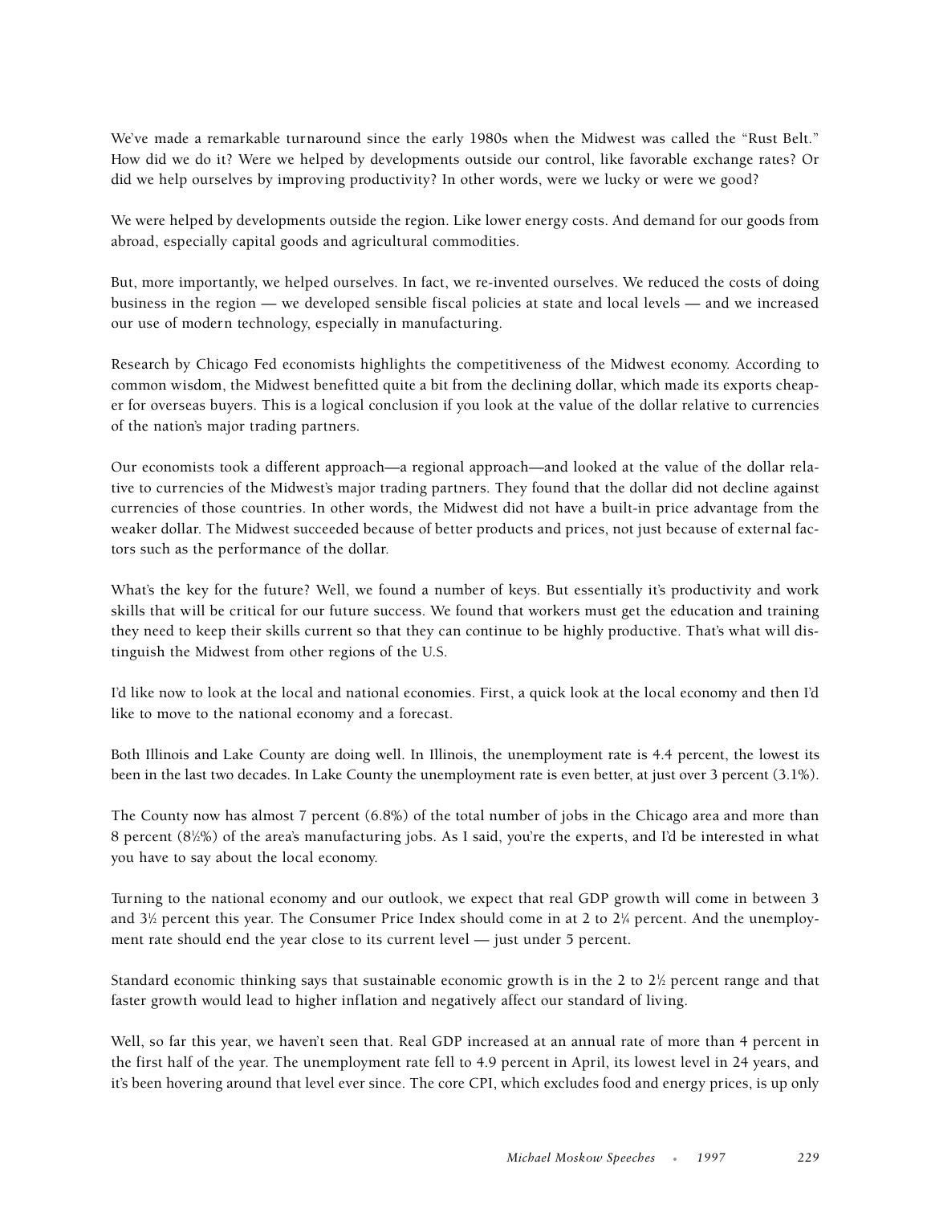We've made a remarkable turnaround since the early 1980s when the Midwest was called the "Rust Belt." How did we do it? Were we helped by developments outside our control, like favorable exchange rates? Or did we help ourselves by improving productivity? In other words, were we lucky or were we good?

We were helped by developments outside the region. Like lower energy costs. And demand for our goods from abroad, especially capital goods and agricultural commodities.

But, more importantly, we helped ourselves. In fact, we re-invented ourselves. We reduced the costs of doing business in the region — we developed sensible fiscal policies at state and local levels — and we increased our use of modern technology, especially in manufacturing.

Research by Chicago Fed economists highlights the competitiveness of the Midwest economy. According to common wisdom, the Midwest benefitted quite a bit from the declining dollar, which made its exports cheaper for overseas buyers. This is a logical conclusion if you look at the value of the dollar relative to currencies of the nation's major trading partners.

Our economists took a different approach—a regional approach—and looked at the value of the dollar relative to currencies of the Midwest's major trading partners. They found that the dollar did not decline against currencies of those countries. In other words, the Midwest did not have a built-in price advantage from the weaker dollar. The Midwest succeeded because of better products and prices, not just because of external factors such as the performance of the dollar.

What's the key for the future? Well, we found a number of keys. But essentially it's productivity and work skills that will be critical for our future success. We found that workers must get the education and training they need to keep their skills current so that they can continue to be highly productive. That's what will distinguish the Midwest from other regions of the U.S.

I'd like now to look at the local and national economies. First, a quick look at the local economy and then I'd like to move to the national economy and a forecast.

Both Illinois and Lake County are doing well. In Illinois, the unemployment rate is 4.4 percent, the lowest its been in the last two decades. In Lake County the unemployment rate is even better, at just over 3 percent (3.1%).

The County now has almost 7 percent (6.8%) of the total number of jobs in the Chicago area and more than 8 percent (8½%) of the area's manufacturing jobs. As I said, you're the experts, and I'd be interested in what you have to say about the local economy.

Turning to the national economy and our outlook, we expect that real GDP growth will come in between 3 and 3½ percent this year. The Consumer Price Index should come in at 2 to 2¼ percent. And the unemployment rate should end the year close to its current level — just under 5 percent.

Standard economic thinking says that sustainable economic growth is in the 2 to 2½ percent range and that faster growth would lead to higher inflation and negatively affect our standard of living.

Well, so far this year, we haven't seen that. Real GDP increased at an annual rate of more than 4 percent in the first half of the year. The unemployment rate fell to 4.9 percent in April, its lowest level in 24 years, and it's been hovering around that level ever since. The core CPI, which excludes food and energy prices, is up only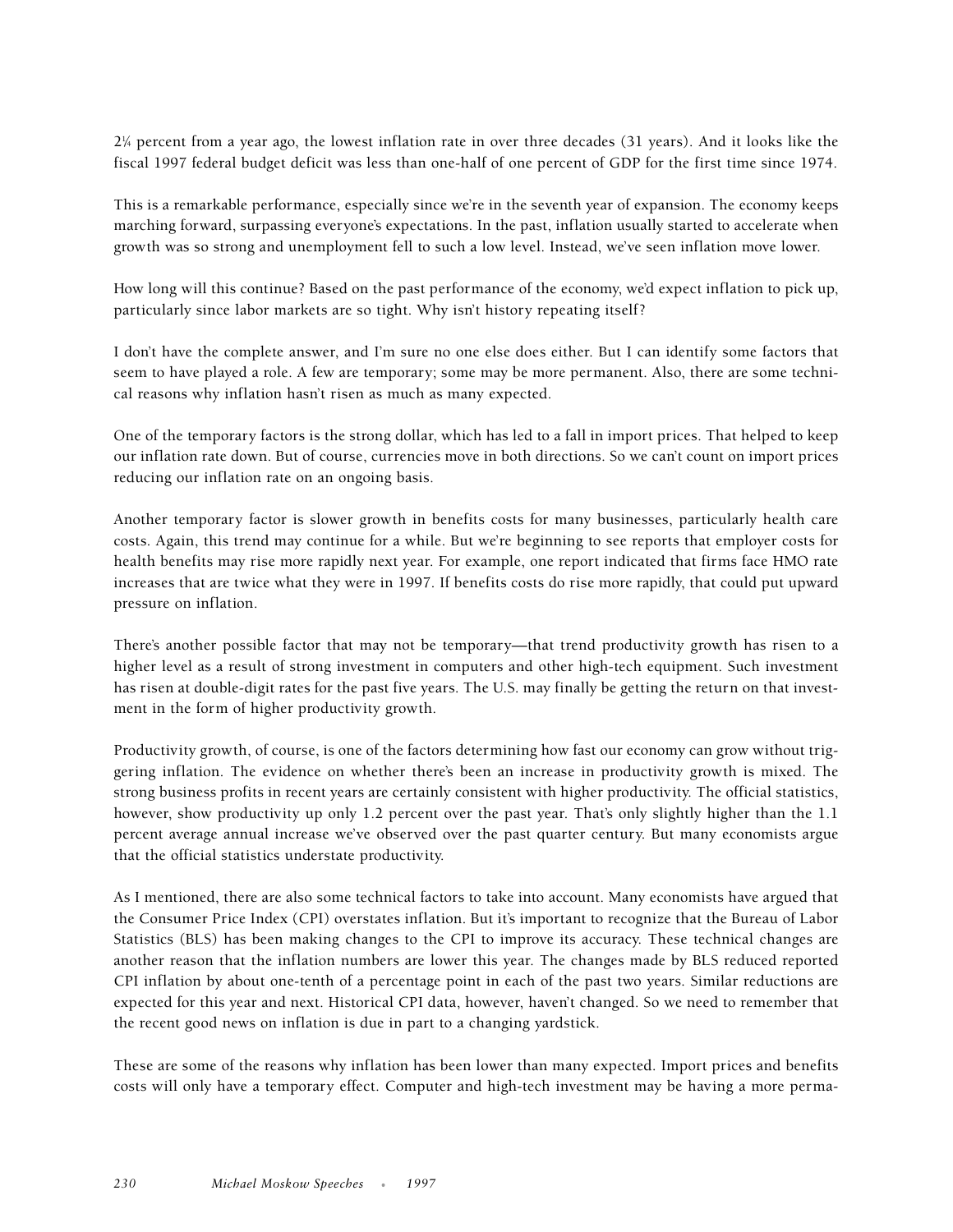2¼ percent from a year ago, the lowest inflation rate in over three decades (31 years). And it looks like the fiscal 1997 federal budget deficit was less than one-half of one percent of GDP for the first time since 1974.

This is a remarkable performance, especially since we're in the seventh year of expansion. The economy keeps marching forward, surpassing everyone's expectations. In the past, inflation usually started to accelerate when growth was so strong and unemployment fell to such a low level. Instead, we've seen inflation move lower.

How long will this continue? Based on the past performance of the economy, we'd expect inflation to pick up, particularly since labor markets are so tight. Why isn't history repeating itself?

I don't have the complete answer, and I'm sure no one else does either. But I can identify some factors that seem to have played a role. A few are temporary; some may be more permanent. Also, there are some technical reasons why inflation hasn't risen as much as many expected.

One of the temporary factors is the strong dollar, which has led to a fall in import prices. That helped to keep our inflation rate down. But of course, currencies move in both directions. So we can't count on import prices reducing our inflation rate on an ongoing basis.

Another temporary factor is slower growth in benefits costs for many businesses, particularly health care costs. Again, this trend may continue for a while. But we're beginning to see reports that employer costs for health benefits may rise more rapidly next year. For example, one report indicated that firms face HMO rate increases that are twice what they were in 1997. If benefits costs do rise more rapidly, that could put upward pressure on inflation.

There's another possible factor that may not be temporary—that trend productivity growth has risen to a higher level as a result of strong investment in computers and other high-tech equipment. Such investment has risen at double-digit rates for the past five years. The U.S. may finally be getting the return on that investment in the form of higher productivity growth.

Productivity growth, of course, is one of the factors determining how fast our economy can grow without triggering inflation. The evidence on whether there's been an increase in productivity growth is mixed. The strong business profits in recent years are certainly consistent with higher productivity. The official statistics, however, show productivity up only 1.2 percent over the past year. That's only slightly higher than the 1.1 percent average annual increase we've observed over the past quarter century. But many economists argue that the official statistics understate productivity.

As I mentioned, there are also some technical factors to take into account. Many economists have argued that the Consumer Price Index (CPI) overstates inflation. But it's important to recognize that the Bureau of Labor Statistics (BLS) has been making changes to the CPI to improve its accuracy. These technical changes are another reason that the inflation numbers are lower this year. The changes made by BLS reduced reported CPI inflation by about one-tenth of a percentage point in each of the past two years. Similar reductions are expected for this year and next. Historical CPI data, however, haven't changed. So we need to remember that the recent good news on inflation is due in part to a changing yardstick.

These are some of the reasons why inflation has been lower than many expected. Import prices and benefits costs will only have a temporary effect. Computer and high-tech investment may be having a more perma-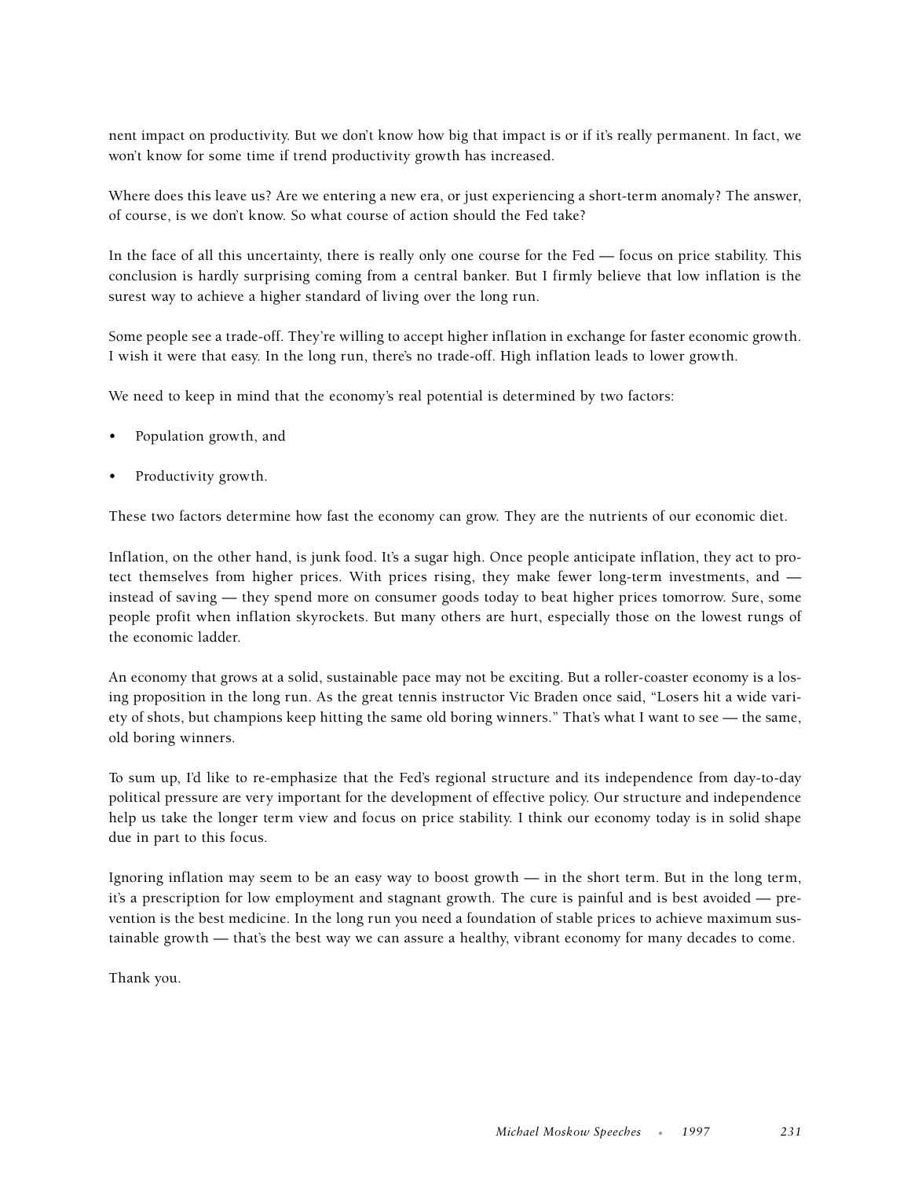nent impact on productivity. But we don't know how big that impact is or if it's really permanent. In fact, we won't know for some time if trend productivity growth has increased.

Where does this leave us? Are we entering a new era, or just experiencing a short-term anomaly? The answer, of course, is we don't know. So what course of action should the Fed take?

In the face of all this uncertainty, there is really only one course for the Fed — focus on price stability. This conclusion is hardly surprising coming from a central banker. But I firmly believe that low inflation is the surest way to achieve a higher standard of living over the long run.

Some people see a trade-off. They're willing to accept higher inflation in exchange for faster economic growth. I wish it were that easy. In the long run, there's no trade-off. High inflation leads to lower growth.

We need to keep in mind that the economy's real potential is determined by two factors:

- Population growth, and
- Productivity growth.

These two factors determine how fast the economy can grow. They are the nutrients of our economic diet.

Inflation, on the other hand, is junk food. It's a sugar high. Once people anticipate inflation, they act to protect themselves from higher prices. With prices rising, they make fewer long-term investments, and — instead of saving — they spend more on consumer goods today to beat higher prices tomorrow. Sure, some people profit when inflation skyrockets. But many others are hurt, especially those on the lowest rungs of the economic ladder.

An economy that grows at a solid, sustainable pace may not be exciting. But a roller-coaster economy is a losing proposition in the long run. As the great tennis instructor Vic Braden once said, "Losers hit a wide variety of shots, but champions keep hitting the same old boring winners." That's what I want to see — the same, old boring winners.

To sum up, I'd like to re-emphasize that the Fed's regional structure and its independence from day-to-day political pressure are very important for the development of effective policy. Our structure and independence help us take the longer term view and focus on price stability. I think our economy today is in solid shape due in part to this focus.

Ignoring inflation may seem to be an easy way to boost growth — in the short term. But in the long term, it's a prescription for low employment and stagnant growth. The cure is painful and is best avoided — prevention is the best medicine. In the long run you need a foundation of stable prices to achieve maximum sustainable growth — that's the best way we can assure a healthy, vibrant economy for many decades to come.

Thank you.